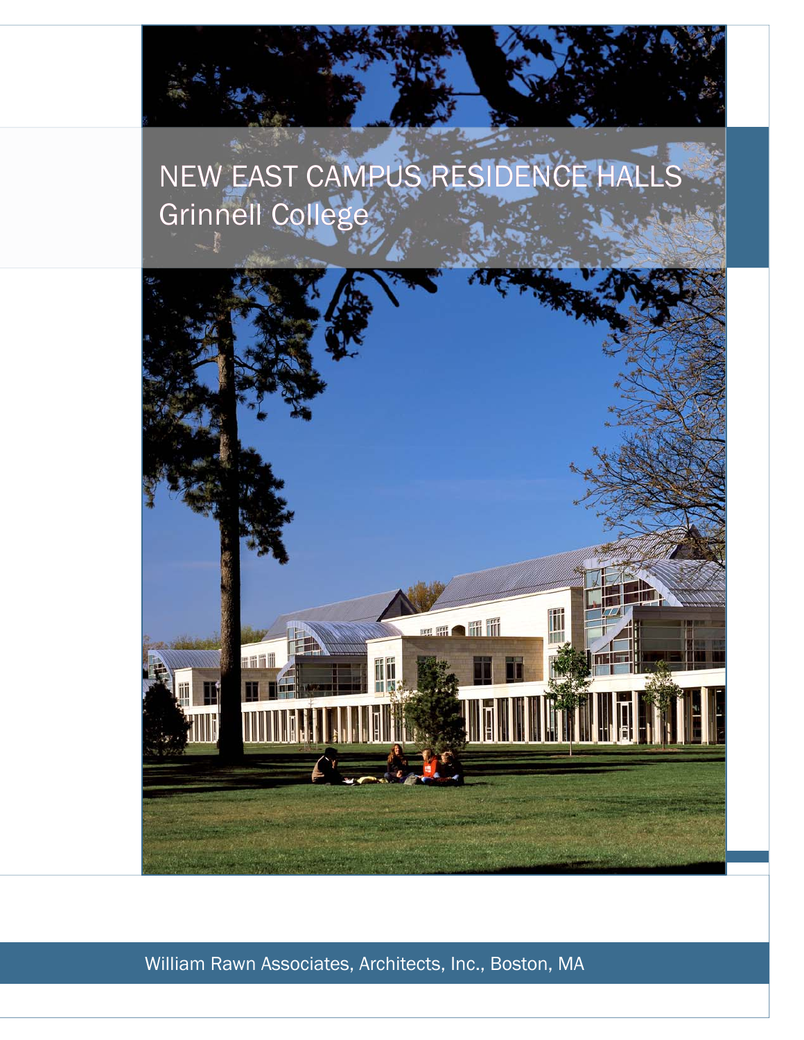# NEW EAST CAMPUS RESIDENCE HALLS
## Grinnell College

William Rawn Associates, Architects, Inc., Boston, MA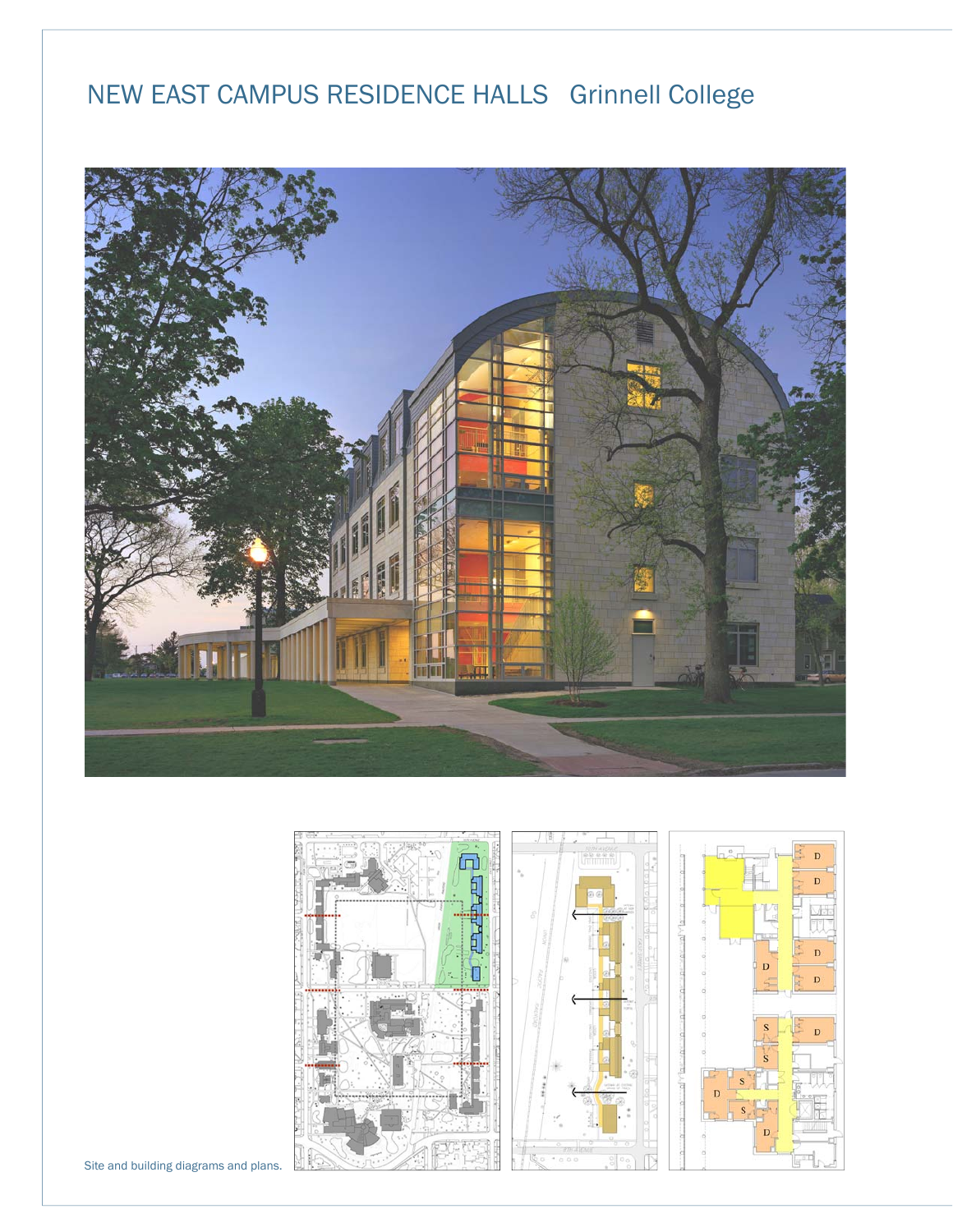# NEW EAST CAMPUS RESIDENCE HALLS   Grinnell College

Site and building diagrams and plans.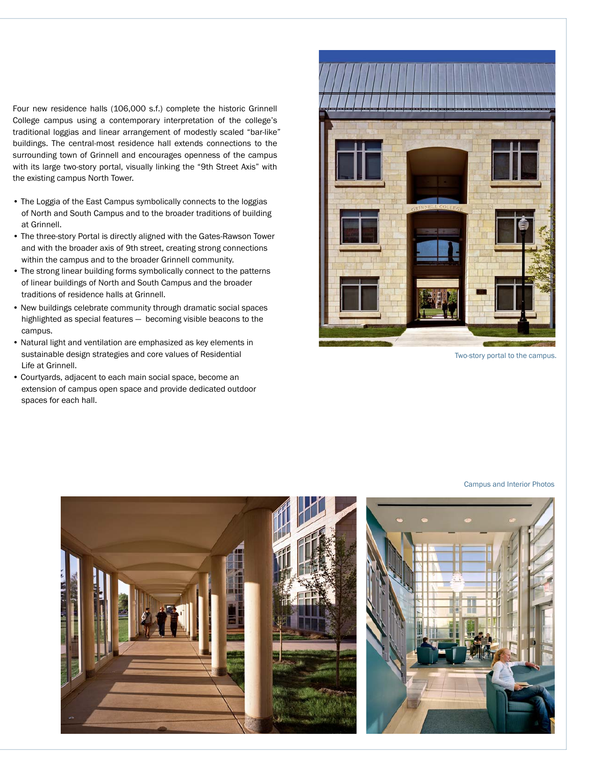Four new residence halls (106,000 s.f.) complete the historic Grinnell College campus using a contemporary interpretation of the college's traditional loggias and linear arrangement of modestly scaled "bar-like" buildings. The central-most residence hall extends connections to the surrounding town of Grinnell and encourages openness of the campus with its large two-story portal, visually linking the "9th Street Axis" with the existing campus North Tower.

- The Loggia of the East Campus symbolically connects to the loggias of North and South Campus and to the broader traditions of building at Grinnell.
- The three-story Portal is directly aligned with the Gates-Rawson Tower and with the broader axis of 9th street, creating strong connections within the campus and to the broader Grinnell community.
- The strong linear building forms symbolically connect to the patterns of linear buildings of North and South Campus and the broader traditions of residence halls at Grinnell.
- New buildings celebrate community through dramatic social spaces highlighted as special features — becoming visible beacons to the campus.
- Natural light and ventilation are emphasized as key elements in sustainable design strategies and core values of Residential Life at Grinnell.
- Courtyards, adjacent to each main social space, become an extension of campus open space and provide dedicated outdoor spaces for each hall.

Two-story portal to the campus.

Campus and Interior Photos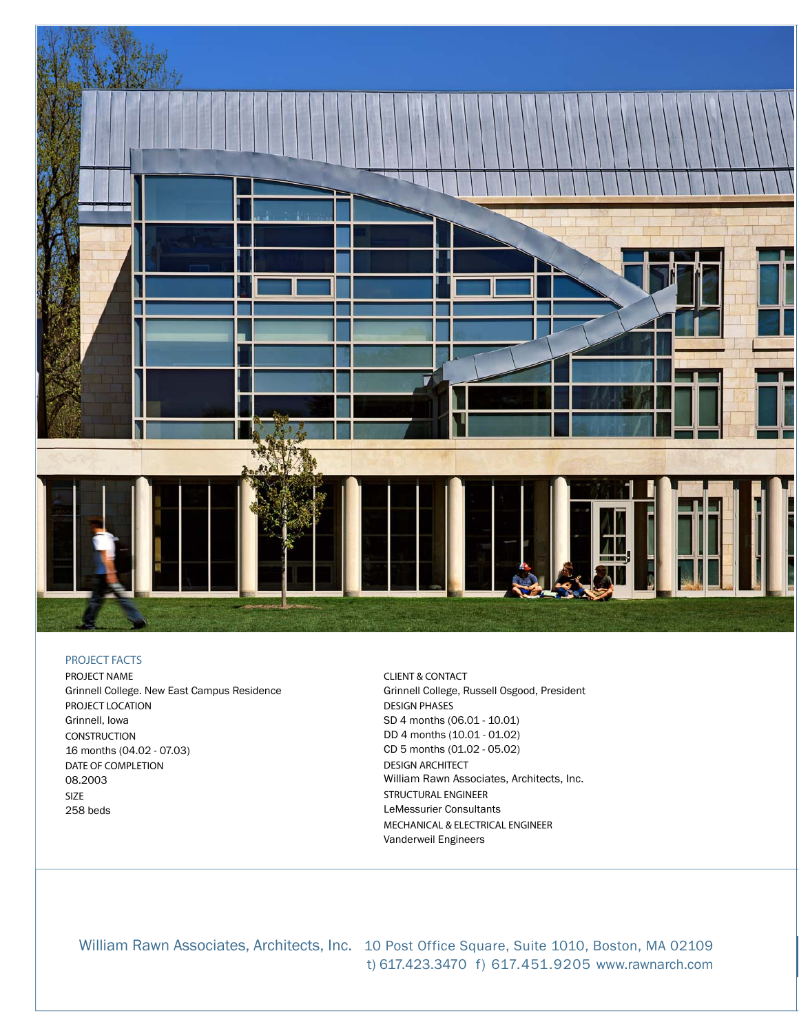## PROJECT FACTS

PROJECT NAME
Grinnell College. New East Campus Residence

PROJECT LOCATION
Grinnell, Iowa

CONSTRUCTION
16 months (04.02 - 07.03)

DATE OF COMPLETION
08.2003

SIZE
258 beds

CLIENT & CONTACT
Grinnell College, Russell Osgood, President

DESIGN PHASES
SD 4 months (06.01 - 10.01)
DD 4 months (10.01 - 01.02)
CD 5 months (01.02 - 05.02)

DESIGN ARCHITECT
William Rawn Associates, Architects, Inc.

STRUCTURAL ENGINEER
LeMessurier Consultants

MECHANICAL & ELECTRICAL ENGINEER
Vanderweil Engineers

William Rawn Associates, Architects, Inc. 10 Post Office Square, Suite 1010, Boston, MA 02109
t) 617.423.3470 f) 617.451.9205 www.rawnarch.com